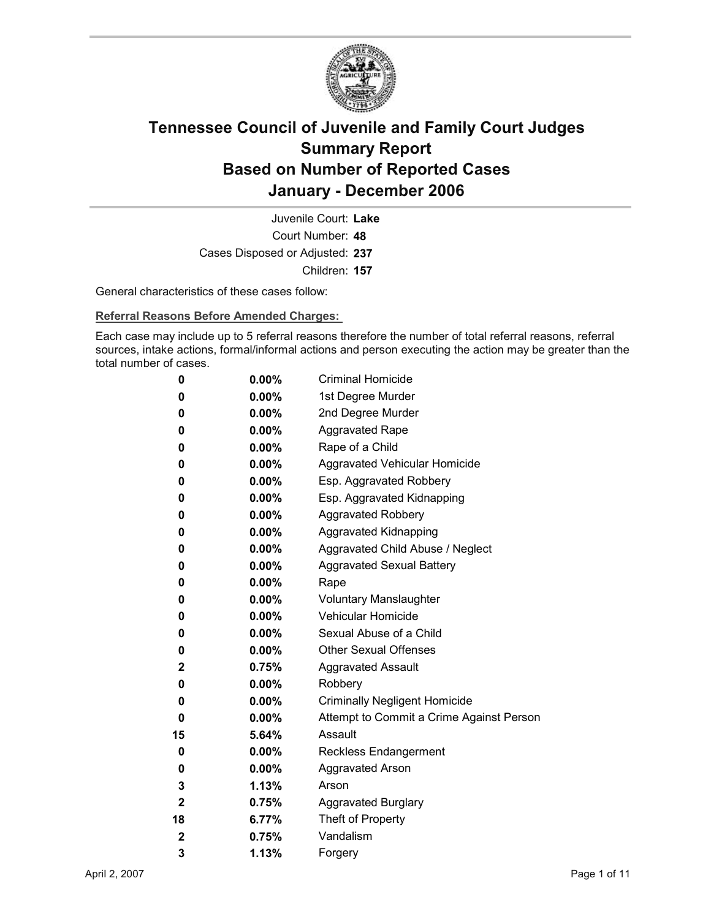# Tennessee Council of Juvenile and Family Court Judges
# Summary Report
# Based on Number of Reported Cases
# January - December 2006

Juvenile Court: **Lake**
Court Number: **48**
Cases Disposed or Adjusted: **237**
Children: **157**

General characteristics of these cases follow:

**Referral Reasons Before Amended Charges:**

Each case may include up to 5 referral reasons therefore the number of total referral reasons, referral sources, intake actions, formal/informal actions and person executing the action may be greater than the total number of cases.

| Count | Percent | Referral Reason |
|---|---|---|
| 0 | 0.00% | Criminal Homicide |
| 0 | 0.00% | 1st Degree Murder |
| 0 | 0.00% | 2nd Degree Murder |
| 0 | 0.00% | Aggravated Rape |
| 0 | 0.00% | Rape of a Child |
| 0 | 0.00% | Aggravated Vehicular Homicide |
| 0 | 0.00% | Esp. Aggravated Robbery |
| 0 | 0.00% | Esp. Aggravated Kidnapping |
| 0 | 0.00% | Aggravated Robbery |
| 0 | 0.00% | Aggravated Kidnapping |
| 0 | 0.00% | Aggravated Child Abuse / Neglect |
| 0 | 0.00% | Aggravated Sexual Battery |
| 0 | 0.00% | Rape |
| 0 | 0.00% | Voluntary Manslaughter |
| 0 | 0.00% | Vehicular Homicide |
| 0 | 0.00% | Sexual Abuse of a Child |
| 0 | 0.00% | Other Sexual Offenses |
| 2 | 0.75% | Aggravated Assault |
| 0 | 0.00% | Robbery |
| 0 | 0.00% | Criminally Negligent Homicide |
| 0 | 0.00% | Attempt to Commit a Crime Against Person |
| 15 | 5.64% | Assault |
| 0 | 0.00% | Reckless Endangerment |
| 0 | 0.00% | Aggravated Arson |
| 3 | 1.13% | Arson |
| 2 | 0.75% | Aggravated Burglary |
| 18 | 6.77% | Theft of Property |
| 2 | 0.75% | Vandalism |
| 3 | 1.13% | Forgery |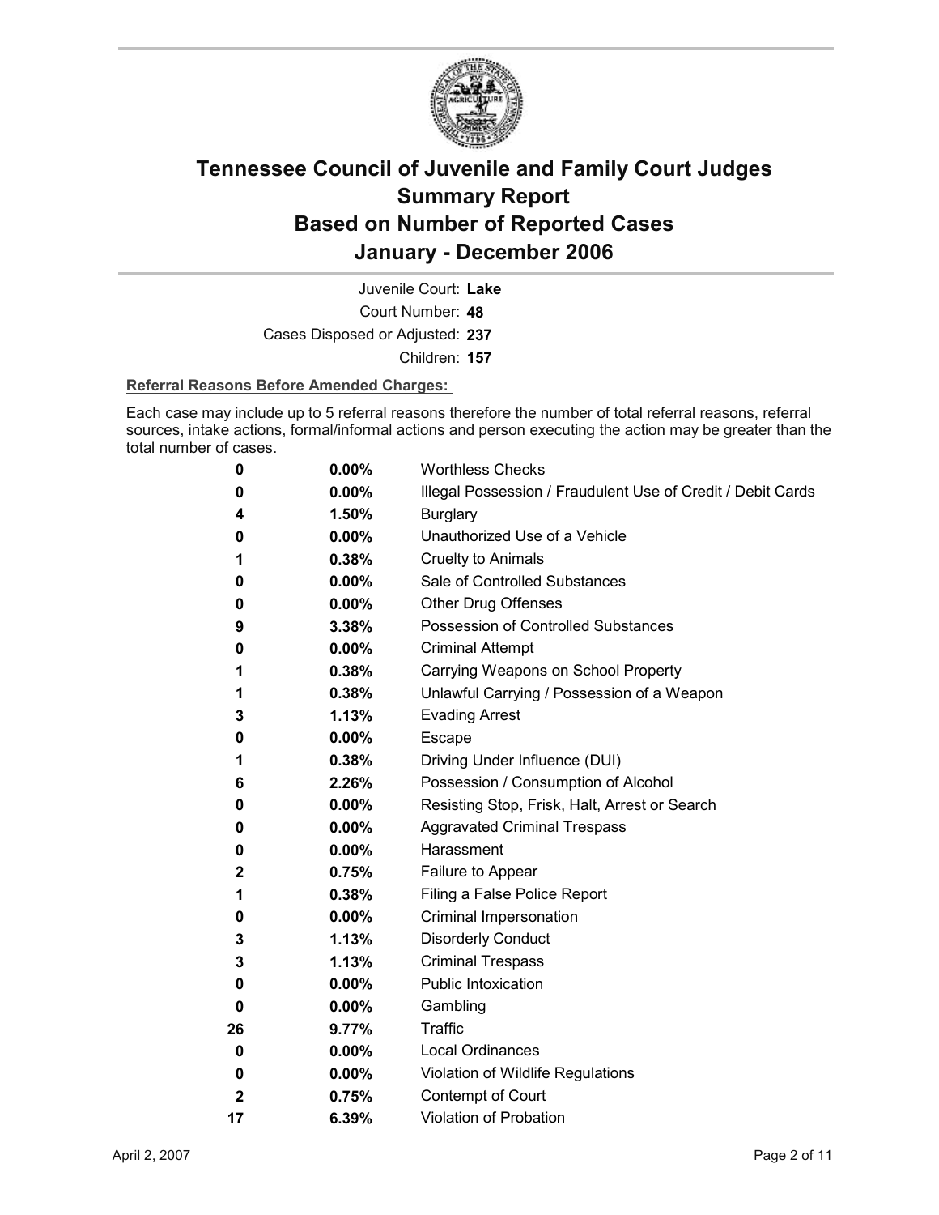# Tennessee Council of Juvenile and Family Court Judges
# Summary Report
# Based on Number of Reported Cases
# January - December 2006

Juvenile Court: **Lake**

Court Number: **48**

Cases Disposed or Adjusted: **237**

Children: **157**

**Referral Reasons Before Amended Charges:**

Each case may include up to 5 referral reasons therefore the number of total referral reasons, referral sources, intake actions, formal/informal actions and person executing the action may be greater than the total number of cases.

| Count | Percent | Referral Reason |
|---|---|---|
| 0 | 0.00% | Worthless Checks |
| 0 | 0.00% | Illegal Possession / Fraudulent Use of Credit / Debit Cards |
| 4 | 1.50% | Burglary |
| 0 | 0.00% | Unauthorized Use of a Vehicle |
| 1 | 0.38% | Cruelty to Animals |
| 0 | 0.00% | Sale of Controlled Substances |
| 0 | 0.00% | Other Drug Offenses |
| 9 | 3.38% | Possession of Controlled Substances |
| 0 | 0.00% | Criminal Attempt |
| 1 | 0.38% | Carrying Weapons on School Property |
| 1 | 0.38% | Unlawful Carrying / Possession of a Weapon |
| 3 | 1.13% | Evading Arrest |
| 0 | 0.00% | Escape |
| 1 | 0.38% | Driving Under Influence (DUI) |
| 6 | 2.26% | Possession / Consumption of Alcohol |
| 0 | 0.00% | Resisting Stop, Frisk, Halt, Arrest or Search |
| 0 | 0.00% | Aggravated Criminal Trespass |
| 0 | 0.00% | Harassment |
| 2 | 0.75% | Failure to Appear |
| 1 | 0.38% | Filing a False Police Report |
| 0 | 0.00% | Criminal Impersonation |
| 3 | 1.13% | Disorderly Conduct |
| 3 | 1.13% | Criminal Trespass |
| 0 | 0.00% | Public Intoxication |
| 0 | 0.00% | Gambling |
| 26 | 9.77% | Traffic |
| 0 | 0.00% | Local Ordinances |
| 0 | 0.00% | Violation of Wildlife Regulations |
| 2 | 0.75% | Contempt of Court |
| 17 | 6.39% | Violation of Probation |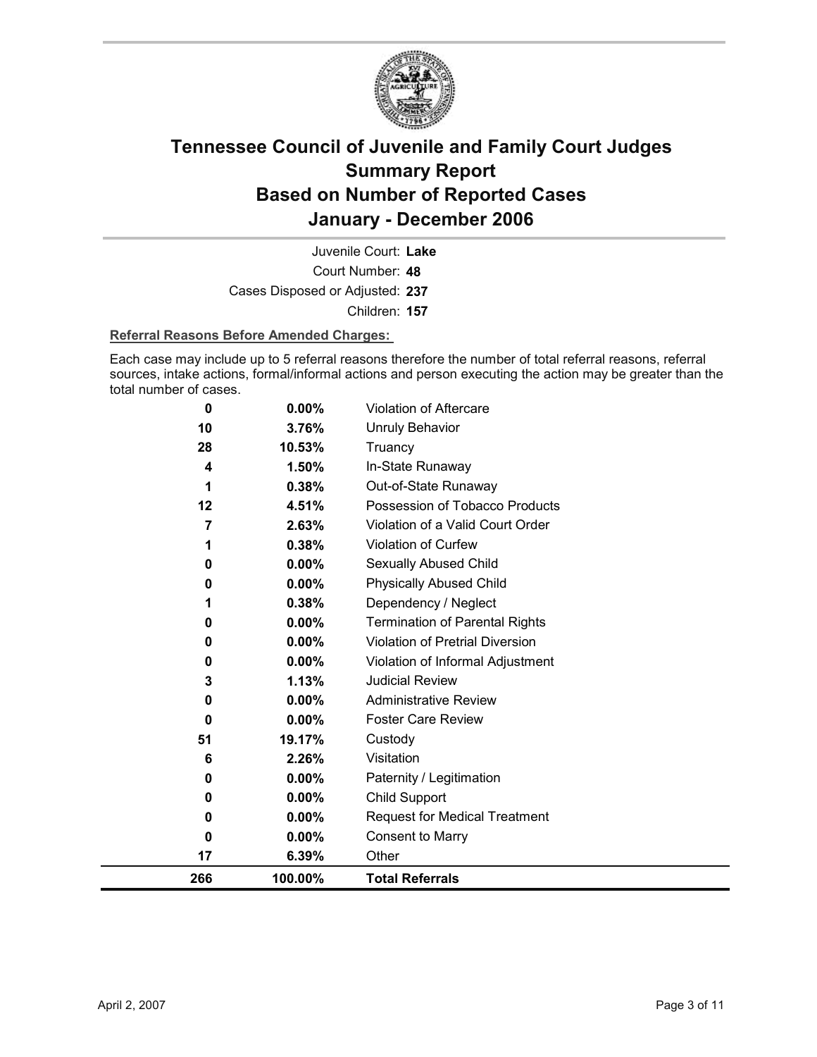# Tennessee Council of Juvenile and Family Court Judges
# Summary Report
# Based on Number of Reported Cases
# January - December 2006

Juvenile Court: **Lake**

Court Number: **48**

Cases Disposed or Adjusted: **237**

Children: **157**

**Referral Reasons Before Amended Charges:**

Each case may include up to 5 referral reasons therefore the number of total referral reasons, referral sources, intake actions, formal/informal actions and person executing the action may be greater than the total number of cases.

| | | |
|---|---|---|
| 0 | 0.00% | Violation of Aftercare |
| 10 | 3.76% | Unruly Behavior |
| 28 | 10.53% | Truancy |
| 4 | 1.50% | In-State Runaway |
| 1 | 0.38% | Out-of-State Runaway |
| 12 | 4.51% | Possession of Tobacco Products |
| 7 | 2.63% | Violation of a Valid Court Order |
| 1 | 0.38% | Violation of Curfew |
| 0 | 0.00% | Sexually Abused Child |
| 0 | 0.00% | Physically Abused Child |
| 1 | 0.38% | Dependency / Neglect |
| 0 | 0.00% | Termination of Parental Rights |
| 0 | 0.00% | Violation of Pretrial Diversion |
| 0 | 0.00% | Violation of Informal Adjustment |
| 3 | 1.13% | Judicial Review |
| 0 | 0.00% | Administrative Review |
| 0 | 0.00% | Foster Care Review |
| 51 | 19.17% | Custody |
| 6 | 2.26% | Visitation |
| 0 | 0.00% | Paternity / Legitimation |
| 0 | 0.00% | Child Support |
| 0 | 0.00% | Request for Medical Treatment |
| 0 | 0.00% | Consent to Marry |
| 17 | 6.39% | Other |
| **266** | **100.00%** | **Total Referrals** |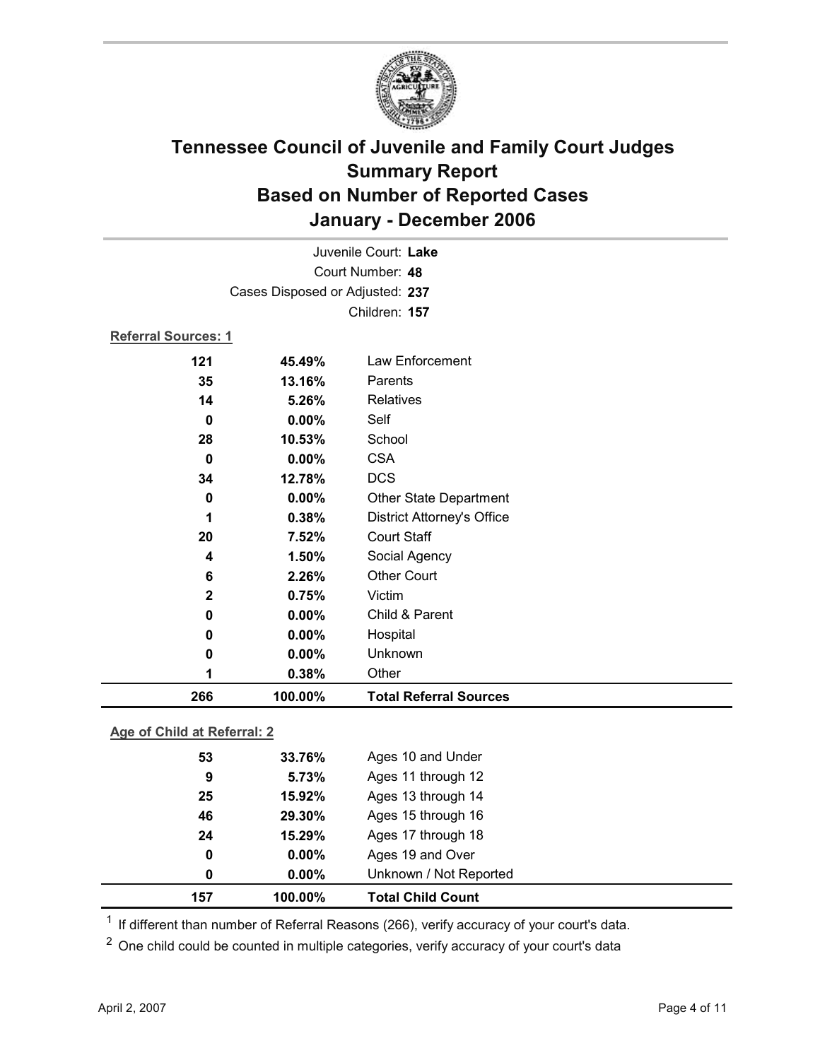# Tennessee Council of Juvenile and Family Court Judges
# Summary Report
# Based on Number of Reported Cases
# January - December 2006

Juvenile Court: **Lake**

Court Number: **48**

Cases Disposed or Adjusted: **237**

Children: **157**

**Referral Sources: 1**

| | | |
|---|---|---|
| 121 | 45.49% | Law Enforcement |
| 35 | 13.16% | Parents |
| 14 | 5.26% | Relatives |
| 0 | 0.00% | Self |
| 28 | 10.53% | School |
| 0 | 0.00% | CSA |
| 34 | 12.78% | DCS |
| 0 | 0.00% | Other State Department |
| 1 | 0.38% | District Attorney's Office |
| 20 | 7.52% | Court Staff |
| 4 | 1.50% | Social Agency |
| 6 | 2.26% | Other Court |
| 2 | 0.75% | Victim |
| 0 | 0.00% | Child & Parent |
| 0 | 0.00% | Hospital |
| 0 | 0.00% | Unknown |
| 1 | 0.38% | Other |
| **266** | **100.00%** | **Total Referral Sources** |

**Age of Child at Referral: 2**

| | | |
|---|---|---|
| 53 | 33.76% | Ages 10 and Under |
| 9 | 5.73% | Ages 11 through 12 |
| 25 | 15.92% | Ages 13 through 14 |
| 46 | 29.30% | Ages 15 through 16 |
| 24 | 15.29% | Ages 17 through 18 |
| 0 | 0.00% | Ages 19 and Over |
| 0 | 0.00% | Unknown / Not Reported |
| **157** | **100.00%** | **Total Child Count** |

[1] If different than number of Referral Reasons (266), verify accuracy of your court's data.

[2] One child could be counted in multiple categories, verify accuracy of your court's data

April 2, 2007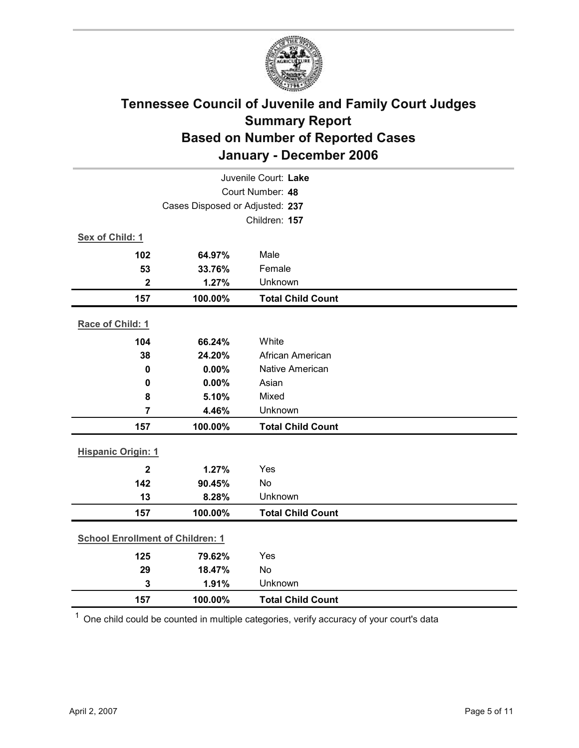# Tennessee Council of Juvenile and Family Court Judges
## Summary Report
## Based on Number of Reported Cases
## January - December 2006

Juvenile Court: **Lake**
Court Number: **48**
Cases Disposed or Adjusted: **237**
Children: **157**

**Sex of Child: 1**

| Count | Percent | Category |
|---|---|---|
| 102 | 64.97% | Male |
| 53 | 33.76% | Female |
| 2 | 1.27% | Unknown |
| **157** | **100.00%** | **Total Child Count** |

**Race of Child: 1**

| Count | Percent | Category |
|---|---|---|
| 104 | 66.24% | White |
| 38 | 24.20% | African American |
| 0 | 0.00% | Native American |
| 0 | 0.00% | Asian |
| 8 | 5.10% | Mixed |
| 7 | 4.46% | Unknown |
| **157** | **100.00%** | **Total Child Count** |

**Hispanic Origin: 1**

| Count | Percent | Category |
|---|---|---|
| 2 | 1.27% | Yes |
| 142 | 90.45% | No |
| 13 | 8.28% | Unknown |
| **157** | **100.00%** | **Total Child Count** |

**School Enrollment of Children: 1**

| Count | Percent | Category |
|---|---|---|
| 125 | 79.62% | Yes |
| 29 | 18.47% | No |
| 3 | 1.91% | Unknown |
| **157** | **100.00%** | **Total Child Count** |

[1] One child could be counted in multiple categories, verify accuracy of your court's data

April 2, 2007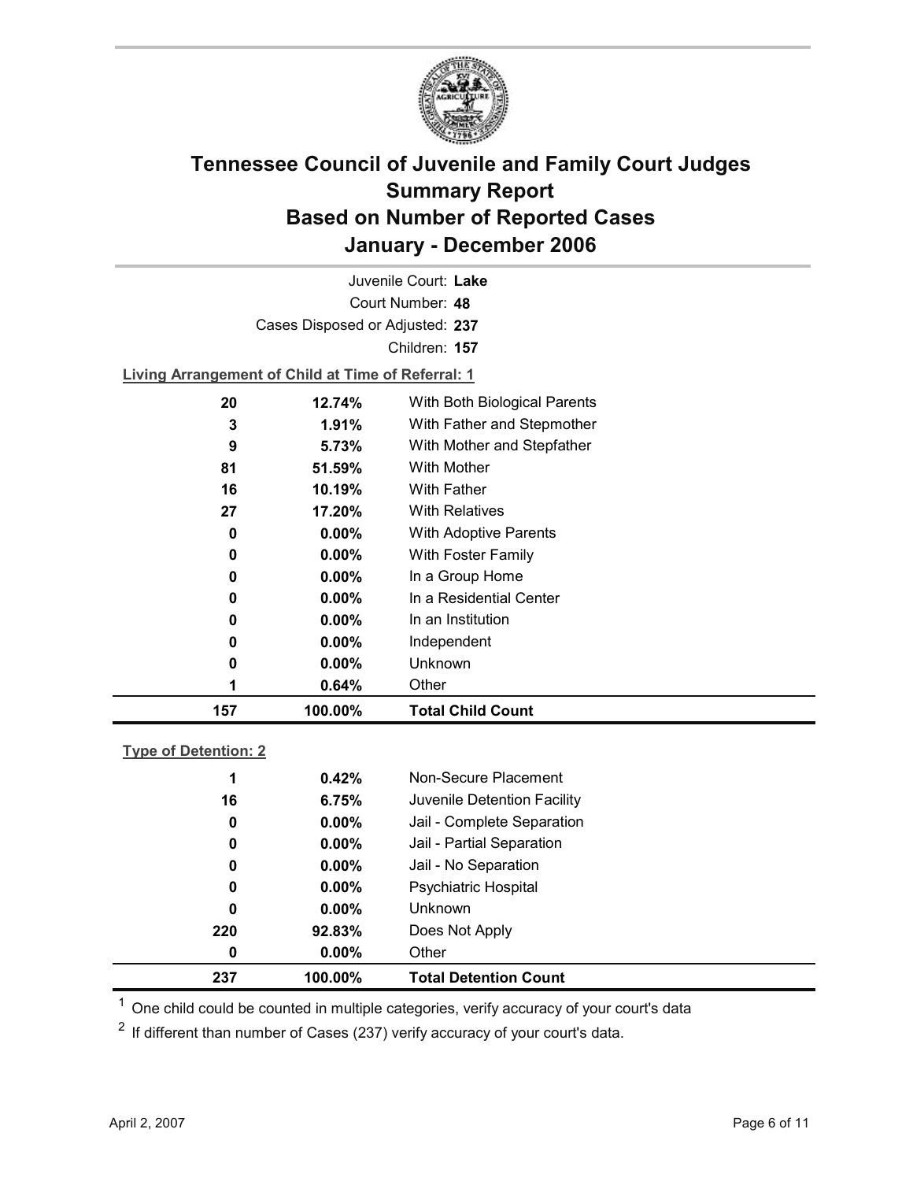# Tennessee Council of Juvenile and Family Court Judges
## Summary Report
## Based on Number of Reported Cases
## January - December 2006

Juvenile Court: **Lake**

Court Number: **48**

Cases Disposed or Adjusted: **237**

Children: **157**

**Living Arrangement of Child at Time of Referral: 1**

| Count | Percent | Category |
|---|---|---|
| 20 | 12.74% | With Both Biological Parents |
| 3 | 1.91% | With Father and Stepmother |
| 9 | 5.73% | With Mother and Stepfather |
| 81 | 51.59% | With Mother |
| 16 | 10.19% | With Father |
| 27 | 17.20% | With Relatives |
| 0 | 0.00% | With Adoptive Parents |
| 0 | 0.00% | With Foster Family |
| 0 | 0.00% | In a Group Home |
| 0 | 0.00% | In a Residential Center |
| 0 | 0.00% | In an Institution |
| 0 | 0.00% | Independent |
| 0 | 0.00% | Unknown |
| 1 | 0.64% | Other |
| **157** | **100.00%** | **Total Child Count** |

**Type of Detention: 2**

| Count | Percent | Category |
|---|---|---|
| 1 | 0.42% | Non-Secure Placement |
| 16 | 6.75% | Juvenile Detention Facility |
| 0 | 0.00% | Jail - Complete Separation |
| 0 | 0.00% | Jail - Partial Separation |
| 0 | 0.00% | Jail - No Separation |
| 0 | 0.00% | Psychiatric Hospital |
| 0 | 0.00% | Unknown |
| 220 | 92.83% | Does Not Apply |
| 0 | 0.00% | Other |
| **237** | **100.00%** | **Total Detention Count** |

[1] One child could be counted in multiple categories, verify accuracy of your court's data

[2] If different than number of Cases (237) verify accuracy of your court's data.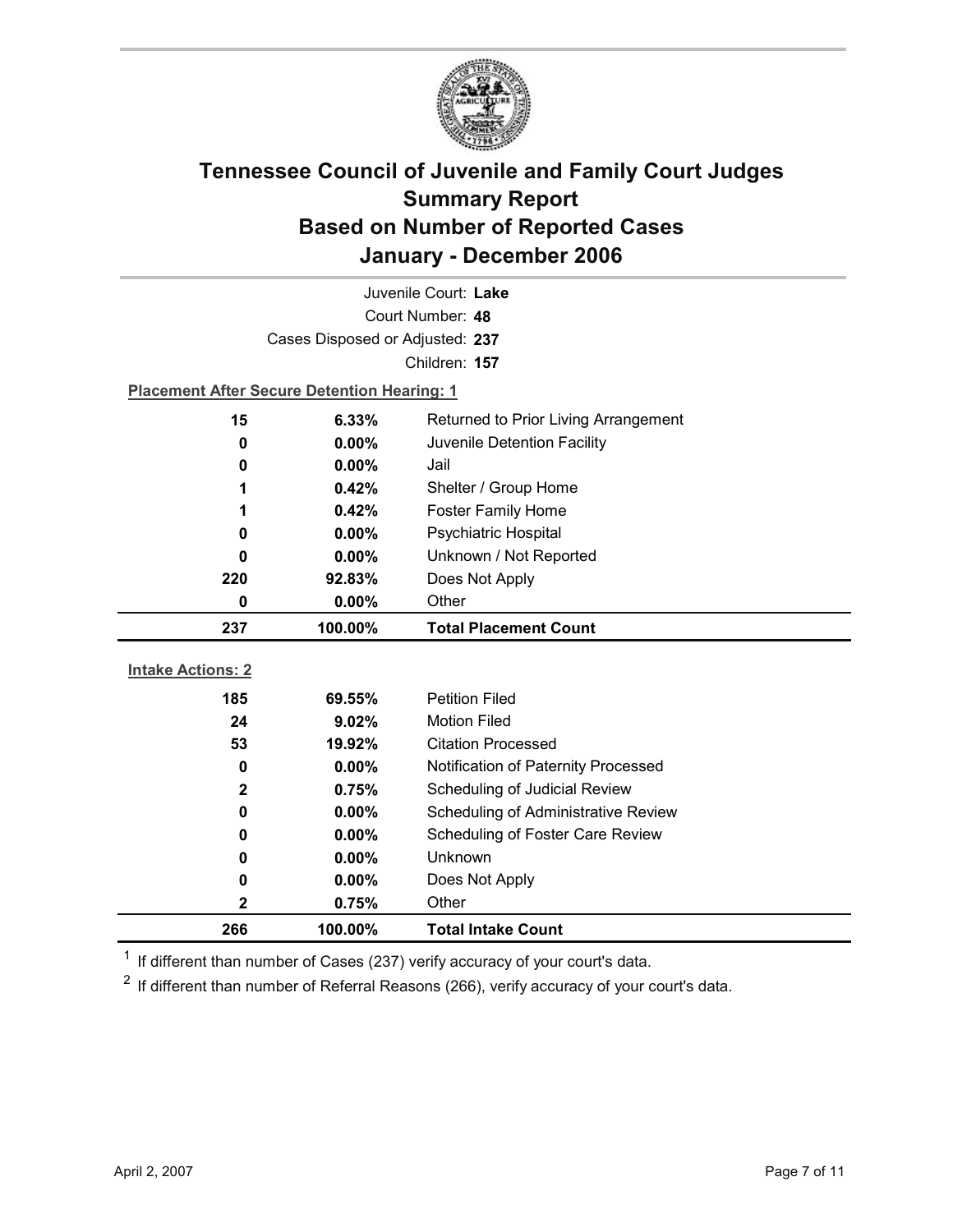# Tennessee Council of Juvenile and Family Court Judges Summary Report Based on Number of Reported Cases January - December 2006

Juvenile Court: **Lake**

Court Number: **48**

Cases Disposed or Adjusted: **237**

Children: **157**

**Placement After Secure Detention Hearing: 1**

| | | |
|---|---|---|
| **15** | **6.33%** | Returned to Prior Living Arrangement |
| **0** | **0.00%** | Juvenile Detention Facility |
| **0** | **0.00%** | Jail |
| **1** | **0.42%** | Shelter / Group Home |
| **1** | **0.42%** | Foster Family Home |
| **0** | **0.00%** | Psychiatric Hospital |
| **0** | **0.00%** | Unknown / Not Reported |
| **220** | **92.83%** | Does Not Apply |
| **0** | **0.00%** | Other |
| **237** | **100.00%** | **Total Placement Count** |

**Intake Actions: 2**

| | | |
|---|---|---|
| **185** | **69.55%** | Petition Filed |
| **24** | **9.02%** | Motion Filed |
| **53** | **19.92%** | Citation Processed |
| **0** | **0.00%** | Notification of Paternity Processed |
| **2** | **0.75%** | Scheduling of Judicial Review |
| **0** | **0.00%** | Scheduling of Administrative Review |
| **0** | **0.00%** | Scheduling of Foster Care Review |
| **0** | **0.00%** | Unknown |
| **0** | **0.00%** | Does Not Apply |
| **2** | **0.75%** | Other |
| **266** | **100.00%** | **Total Intake Count** |

[1] If different than number of Cases (237) verify accuracy of your court's data.

[2] If different than number of Referral Reasons (266), verify accuracy of your court's data.

April 2, 2007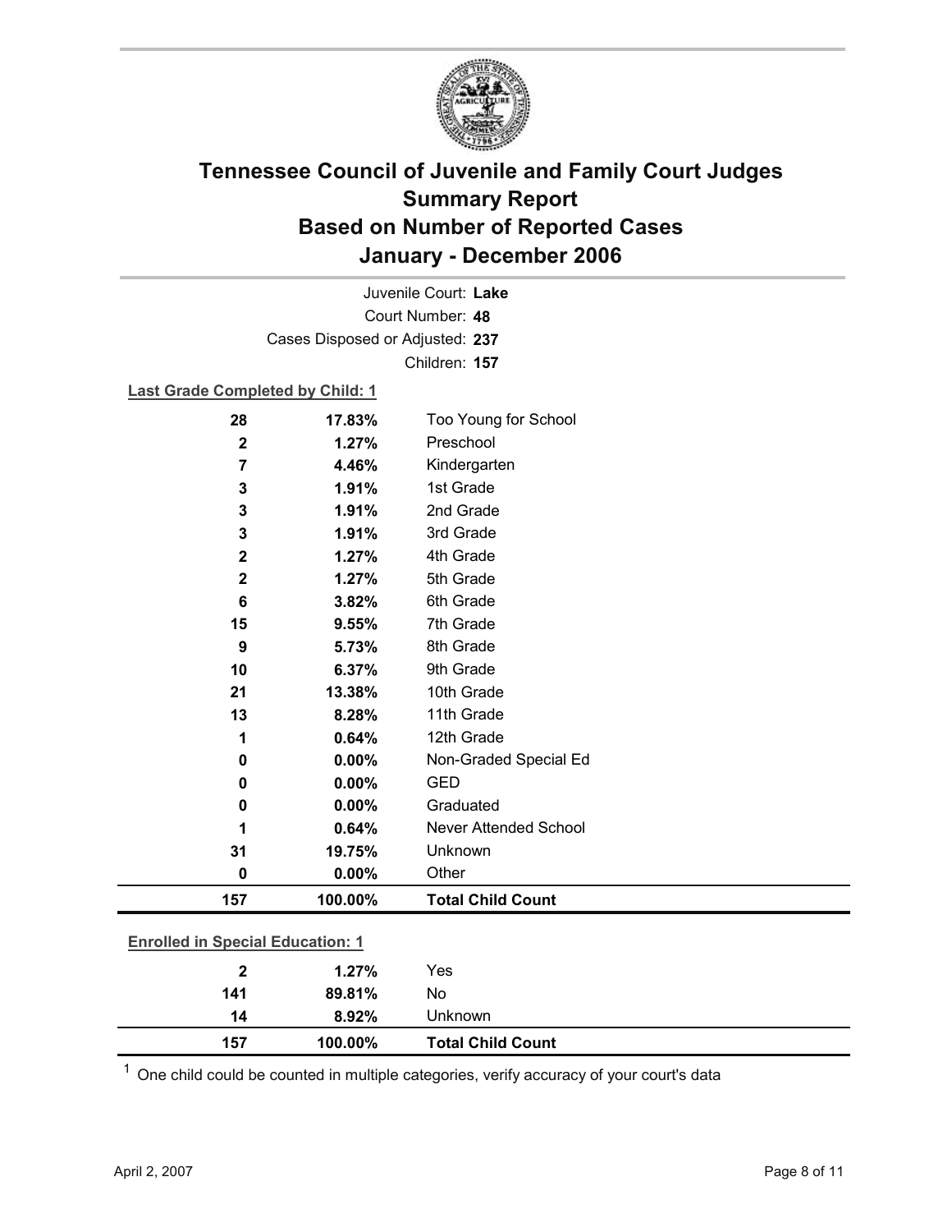# Tennessee Council of Juvenile and Family Court Judges
# Summary Report
# Based on Number of Reported Cases
# January - December 2006

Juvenile Court: **Lake**
Court Number: **48**
Cases Disposed or Adjusted: **237**
Children: **157**

**Last Grade Completed by Child: 1**

| | | |
|---|---|---|
| **28** | **17.83%** | Too Young for School |
| **2** | **1.27%** | Preschool |
| **7** | **4.46%** | Kindergarten |
| **3** | **1.91%** | 1st Grade |
| **3** | **1.91%** | 2nd Grade |
| **3** | **1.91%** | 3rd Grade |
| **2** | **1.27%** | 4th Grade |
| **2** | **1.27%** | 5th Grade |
| **6** | **3.82%** | 6th Grade |
| **15** | **9.55%** | 7th Grade |
| **9** | **5.73%** | 8th Grade |
| **10** | **6.37%** | 9th Grade |
| **21** | **13.38%** | 10th Grade |
| **13** | **8.28%** | 11th Grade |
| **1** | **0.64%** | 12th Grade |
| **0** | **0.00%** | Non-Graded Special Ed |
| **0** | **0.00%** | GED |
| **0** | **0.00%** | Graduated |
| **1** | **0.64%** | Never Attended School |
| **31** | **19.75%** | Unknown |
| **0** | **0.00%** | Other |
| **157** | **100.00%** | **Total Child Count** |

**Enrolled in Special Education: 1**

| | | |
|---|---|---|
| **2** | **1.27%** | Yes |
| **141** | **89.81%** | No |
| **14** | **8.92%** | Unknown |
| **157** | **100.00%** | **Total Child Count** |

[1] One child could be counted in multiple categories, verify accuracy of your court's data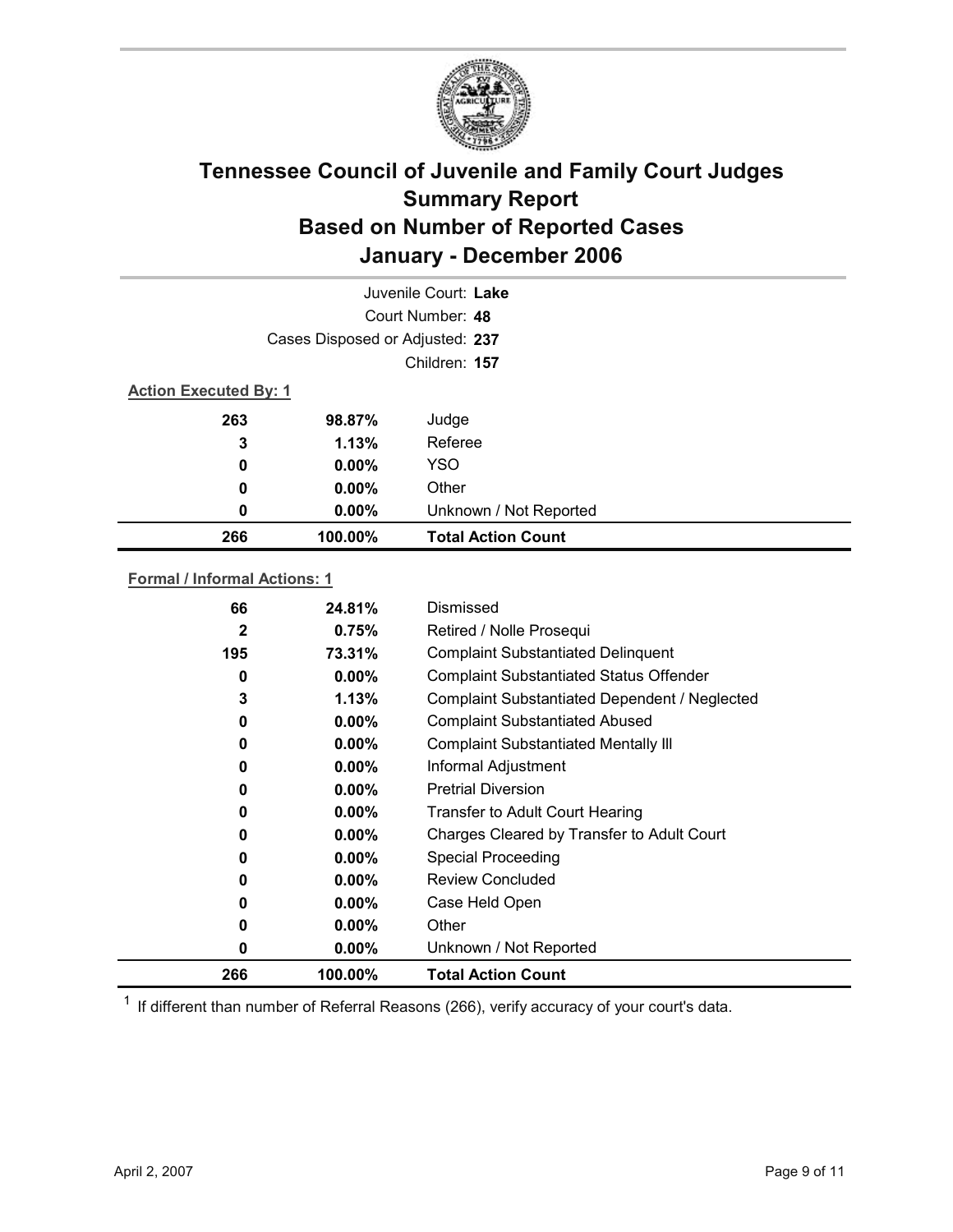# Tennessee Council of Juvenile and Family Court Judges
## Summary Report
## Based on Number of Reported Cases
## January - December 2006

Juvenile Court: **Lake**

Court Number: **48**

Cases Disposed or Adjusted: **237**

Children: **157**

**Action Executed By: 1**

| | | |
|---|---|---|
| 263 | 98.87% | Judge |
| 3 | 1.13% | Referee |
| 0 | 0.00% | YSO |
| 0 | 0.00% | Other |
| 0 | 0.00% | Unknown / Not Reported |
| **266** | **100.00%** | **Total Action Count** |

**Formal / Informal Actions: 1**

| | | |
|---|---|---|
| 66 | 24.81% | Dismissed |
| 2 | 0.75% | Retired / Nolle Prosequi |
| 195 | 73.31% | Complaint Substantiated Delinquent |
| 0 | 0.00% | Complaint Substantiated Status Offender |
| 3 | 1.13% | Complaint Substantiated Dependent / Neglected |
| 0 | 0.00% | Complaint Substantiated Abused |
| 0 | 0.00% | Complaint Substantiated Mentally Ill |
| 0 | 0.00% | Informal Adjustment |
| 0 | 0.00% | Pretrial Diversion |
| 0 | 0.00% | Transfer to Adult Court Hearing |
| 0 | 0.00% | Charges Cleared by Transfer to Adult Court |
| 0 | 0.00% | Special Proceeding |
| 0 | 0.00% | Review Concluded |
| 0 | 0.00% | Case Held Open |
| 0 | 0.00% | Other |
| 0 | 0.00% | Unknown / Not Reported |
| **266** | **100.00%** | **Total Action Count** |

[1] If different than number of Referral Reasons (266), verify accuracy of your court's data.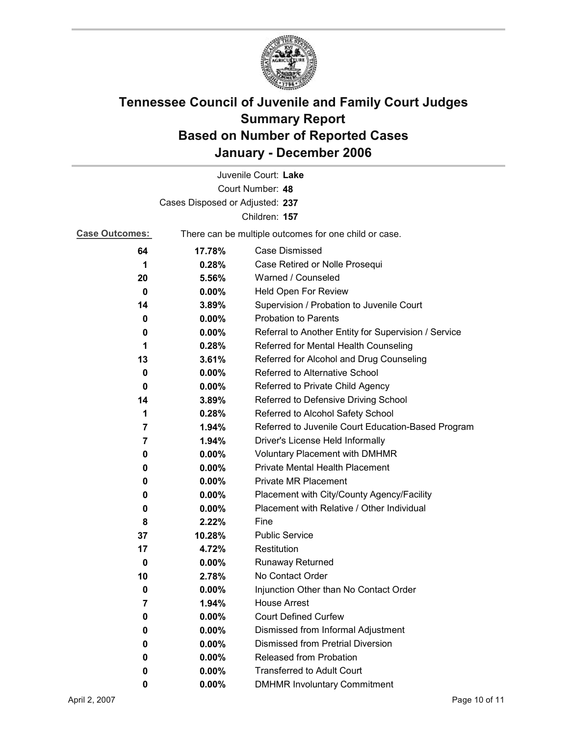# Tennessee Council of Juvenile and Family Court Judges
## Summary Report
## Based on Number of Reported Cases
## January - December 2006

Juvenile Court: **Lake**
Court Number: **48**
Cases Disposed or Adjusted: **237**
Children: **157**

**Case Outcomes:** There can be multiple outcomes for one child or case.

| Count | Percent | Outcome |
|---|---|---|
| 64 | 17.78% | Case Dismissed |
| 1 | 0.28% | Case Retired or Nolle Prosequi |
| 20 | 5.56% | Warned / Counseled |
| 0 | 0.00% | Held Open For Review |
| 14 | 3.89% | Supervision / Probation to Juvenile Court |
| 0 | 0.00% | Probation to Parents |
| 0 | 0.00% | Referral to Another Entity for Supervision / Service |
| 1 | 0.28% | Referred for Mental Health Counseling |
| 13 | 3.61% | Referred for Alcohol and Drug Counseling |
| 0 | 0.00% | Referred to Alternative School |
| 0 | 0.00% | Referred to Private Child Agency |
| 14 | 3.89% | Referred to Defensive Driving School |
| 1 | 0.28% | Referred to Alcohol Safety School |
| 7 | 1.94% | Referred to Juvenile Court Education-Based Program |
| 7 | 1.94% | Driver's License Held Informally |
| 0 | 0.00% | Voluntary Placement with DMHMR |
| 0 | 0.00% | Private Mental Health Placement |
| 0 | 0.00% | Private MR Placement |
| 0 | 0.00% | Placement with City/County Agency/Facility |
| 0 | 0.00% | Placement with Relative / Other Individual |
| 8 | 2.22% | Fine |
| 37 | 10.28% | Public Service |
| 17 | 4.72% | Restitution |
| 0 | 0.00% | Runaway Returned |
| 10 | 2.78% | No Contact Order |
| 0 | 0.00% | Injunction Other than No Contact Order |
| 7 | 1.94% | House Arrest |
| 0 | 0.00% | Court Defined Curfew |
| 0 | 0.00% | Dismissed from Informal Adjustment |
| 0 | 0.00% | Dismissed from Pretrial Diversion |
| 0 | 0.00% | Released from Probation |
| 0 | 0.00% | Transferred to Adult Court |
| 0 | 0.00% | DMHMR Involuntary Commitment |

April 2, 2007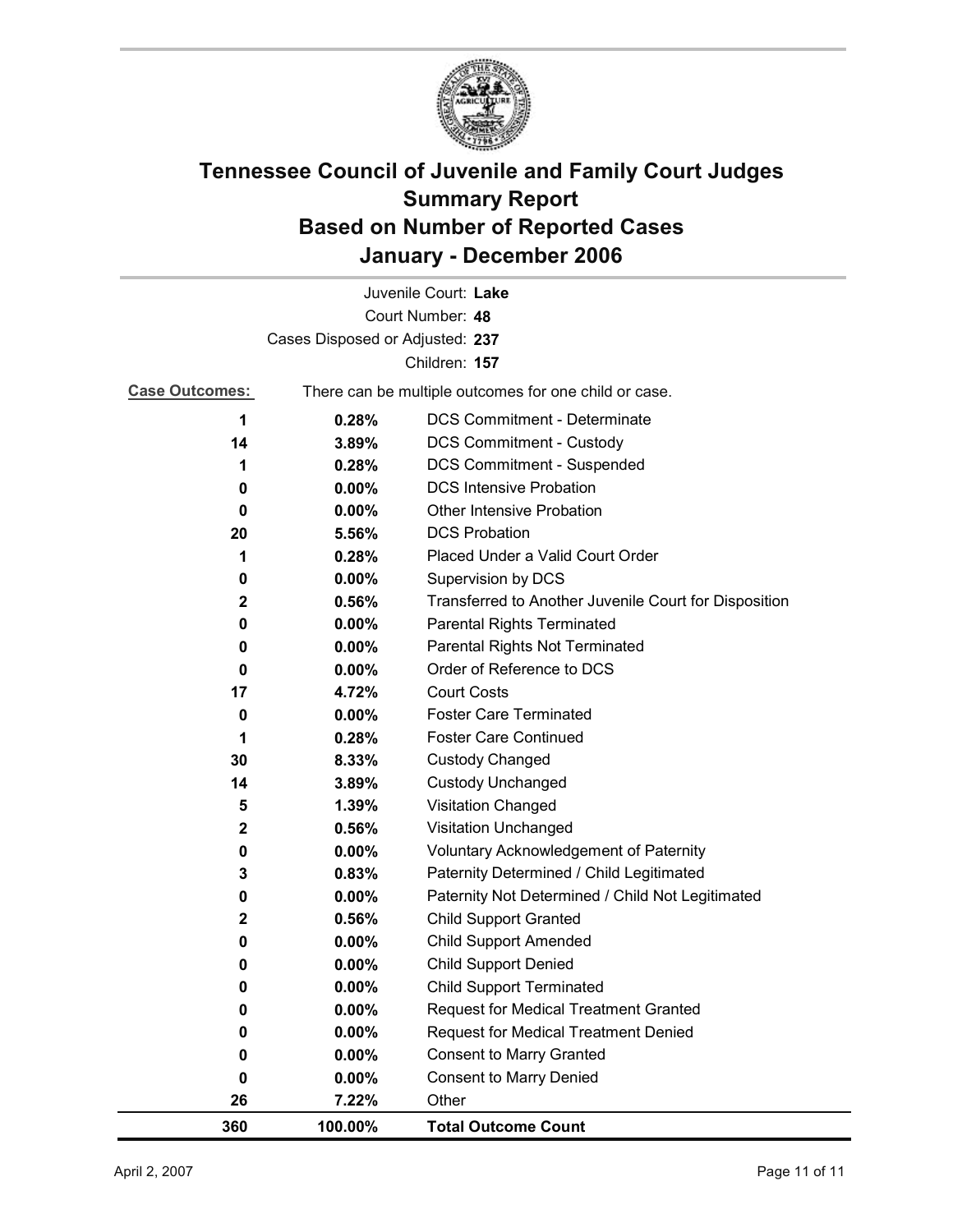# Tennessee Council of Juvenile and Family Court Judges
# Summary Report
# Based on Number of Reported Cases
# January - December 2006

Juvenile Court: **Lake**
Court Number: **48**
Cases Disposed or Adjusted: **237**
Children: **157**

**Case Outcomes:** There can be multiple outcomes for one child or case.

| | | |
|---|---|---|
| **1** | **0.28%** | DCS Commitment - Determinate |
| **14** | **3.89%** | DCS Commitment - Custody |
| **1** | **0.28%** | DCS Commitment - Suspended |
| **0** | **0.00%** | DCS Intensive Probation |
| **0** | **0.00%** | Other Intensive Probation |
| **20** | **5.56%** | DCS Probation |
| **1** | **0.28%** | Placed Under a Valid Court Order |
| **0** | **0.00%** | Supervision by DCS |
| **2** | **0.56%** | Transferred to Another Juvenile Court for Disposition |
| **0** | **0.00%** | Parental Rights Terminated |
| **0** | **0.00%** | Parental Rights Not Terminated |
| **0** | **0.00%** | Order of Reference to DCS |
| **17** | **4.72%** | Court Costs |
| **0** | **0.00%** | Foster Care Terminated |
| **1** | **0.28%** | Foster Care Continued |
| **30** | **8.33%** | Custody Changed |
| **14** | **3.89%** | Custody Unchanged |
| **5** | **1.39%** | Visitation Changed |
| **2** | **0.56%** | Visitation Unchanged |
| **0** | **0.00%** | Voluntary Acknowledgement of Paternity |
| **3** | **0.83%** | Paternity Determined / Child Legitimated |
| **0** | **0.00%** | Paternity Not Determined / Child Not Legitimated |
| **2** | **0.56%** | Child Support Granted |
| **0** | **0.00%** | Child Support Amended |
| **0** | **0.00%** | Child Support Denied |
| **0** | **0.00%** | Child Support Terminated |
| **0** | **0.00%** | Request for Medical Treatment Granted |
| **0** | **0.00%** | Request for Medical Treatment Denied |
| **0** | **0.00%** | Consent to Marry Granted |
| **0** | **0.00%** | Consent to Marry Denied |
| **26** | **7.22%** | Other |
| **360** | **100.00%** | **Total Outcome Count** |

April 2, 2007